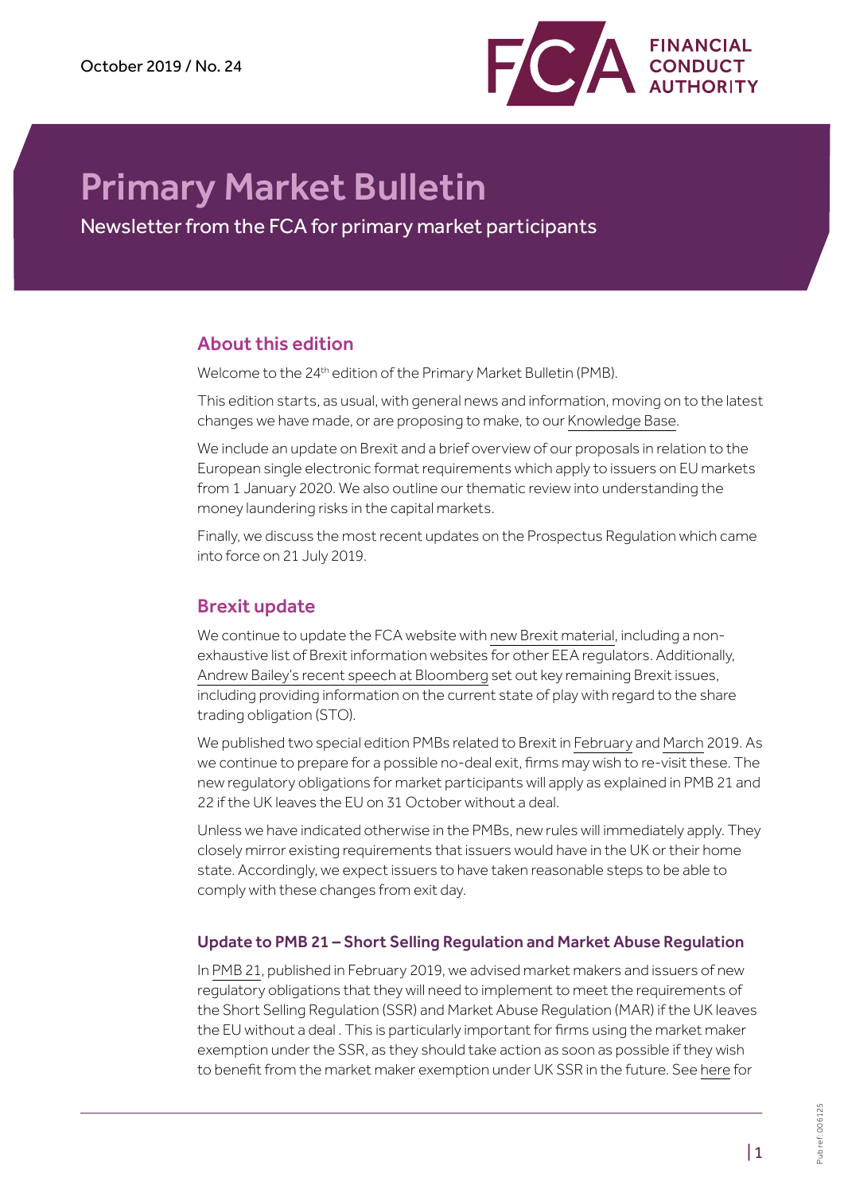October 2019 / No. 24

FINANCIAL CONDUCT AUTHORITY

# Primary Market Bulletin

Newsletter from the FCA for primary market participants

## About this edition

Welcome to the 24th edition of the Primary Market Bulletin (PMB).

This edition starts, as usual, with general news and information, moving on to the latest changes we have made, or are proposing to make, to our Knowledge Base.

We include an update on Brexit and a brief overview of our proposals in relation to the European single electronic format requirements which apply to issuers on EU markets from 1 January 2020. We also outline our thematic review into understanding the money laundering risks in the capital markets.

Finally, we discuss the most recent updates on the Prospectus Regulation which came into force on 21 July 2019.

## Brexit update

We continue to update the FCA website with new Brexit material, including a non-exhaustive list of Brexit information websites for other EEA regulators. Additionally, Andrew Bailey's recent speech at Bloomberg set out key remaining Brexit issues, including providing information on the current state of play with regard to the share trading obligation (STO).

We published two special edition PMBs related to Brexit in February and March 2019. As we continue to prepare for a possible no-deal exit, firms may wish to re-visit these. The new regulatory obligations for market participants will apply as explained in PMB 21 and 22 if the UK leaves the EU on 31 October without a deal.

Unless we have indicated otherwise in the PMBs, new rules will immediately apply. They closely mirror existing requirements that issuers would have in the UK or their home state. Accordingly, we expect issuers to have taken reasonable steps to be able to comply with these changes from exit day.

### Update to PMB 21 – Short Selling Regulation and Market Abuse Regulation

In PMB 21, published in February 2019, we advised market makers and issuers of new regulatory obligations that they will need to implement to meet the requirements of the Short Selling Regulation (SSR) and Market Abuse Regulation (MAR) if the UK leaves the EU without a deal . This is particularly important for firms using the market maker exemption under the SSR, as they should take action as soon as possible if they wish to benefit from the market maker exemption under UK SSR in the future. See here for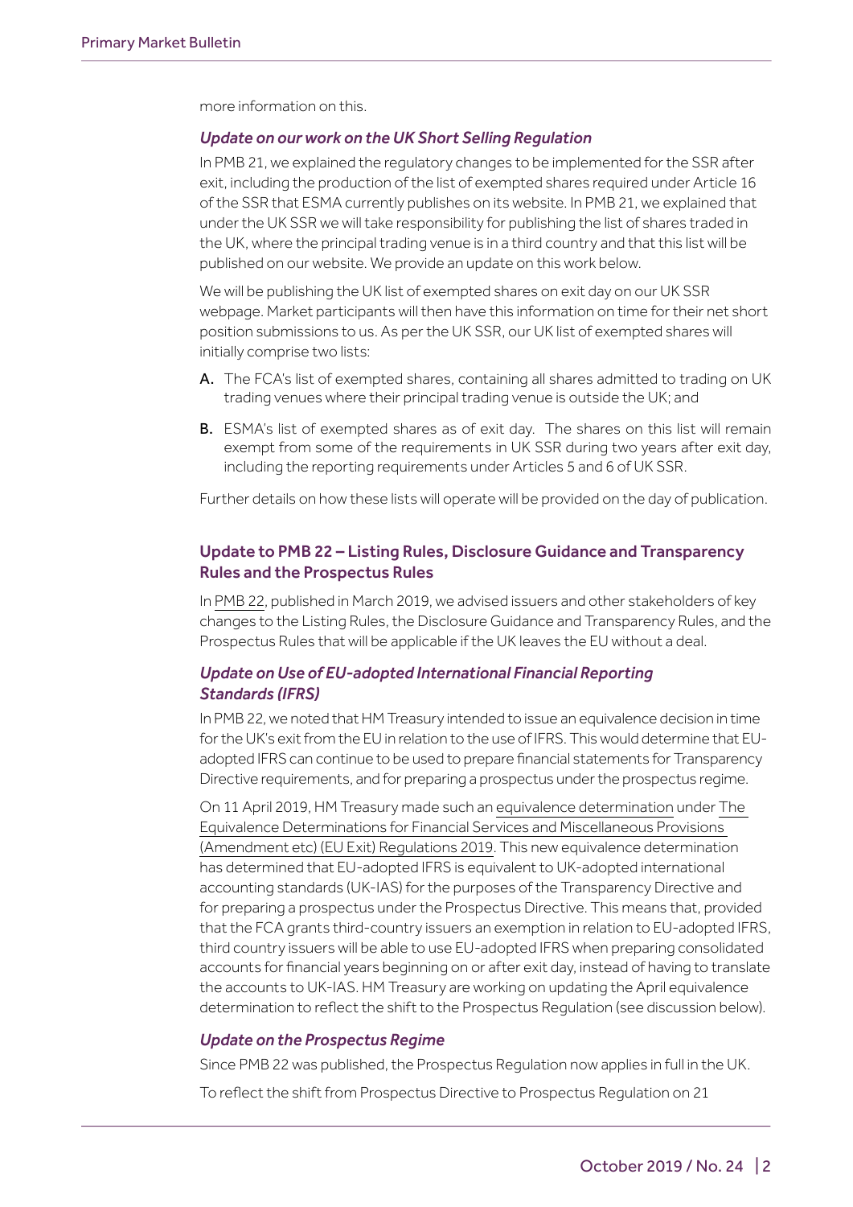more information on this.

### *Update on our work on the UK Short Selling Regulation*

In PMB 21, we explained the regulatory changes to be implemented for the SSR after exit, including the production of the list of exempted shares required under Article 16 of the SSR that ESMA currently publishes on its website. In PMB 21, we explained that under the UK SSR we will take responsibility for publishing the list of shares traded in the UK, where the principal trading venue is in a third country and that this list will be published on our website. We provide an update on this work below.

We will be publishing the UK list of exempted shares on exit day on our UK SSR webpage. Market participants will then have this information on time for their net short position submissions to us. As per the UK SSR, our UK list of exempted shares will initially comprise two lists:

**A.** The FCA's list of exempted shares, containing all shares admitted to trading on UK trading venues where their principal trading venue is outside the UK; and

**B.** ESMA's list of exempted shares as of exit day. The shares on this list will remain exempt from some of the requirements in UK SSR during two years after exit day, including the reporting requirements under Articles 5 and 6 of UK SSR.

Further details on how these lists will operate will be provided on the day of publication.

## Update to PMB 22 – Listing Rules, Disclosure Guidance and Transparency Rules and the Prospectus Rules

In PMB 22, published in March 2019, we advised issuers and other stakeholders of key changes to the Listing Rules, the Disclosure Guidance and Transparency Rules, and the Prospectus Rules that will be applicable if the UK leaves the EU without a deal.

### *Update on Use of EU-adopted International Financial Reporting Standards (IFRS)*

In PMB 22, we noted that HM Treasury intended to issue an equivalence decision in time for the UK's exit from the EU in relation to the use of IFRS. This would determine that EU-adopted IFRS can continue to be used to prepare financial statements for Transparency Directive requirements, and for preparing a prospectus under the prospectus regime.

On 11 April 2019, HM Treasury made such an equivalence determination under The Equivalence Determinations for Financial Services and Miscellaneous Provisions (Amendment etc) (EU Exit) Regulations 2019. This new equivalence determination has determined that EU-adopted IFRS is equivalent to UK-adopted international accounting standards (UK-IAS) for the purposes of the Transparency Directive and for preparing a prospectus under the Prospectus Directive. This means that, provided that the FCA grants third-country issuers an exemption in relation to EU-adopted IFRS, third country issuers will be able to use EU-adopted IFRS when preparing consolidated accounts for financial years beginning on or after exit day, instead of having to translate the accounts to UK-IAS. HM Treasury are working on updating the April equivalence determination to reflect the shift to the Prospectus Regulation (see discussion below).

### *Update on the Prospectus Regime*

Since PMB 22 was published, the Prospectus Regulation now applies in full in the UK.

To reflect the shift from Prospectus Directive to Prospectus Regulation on 21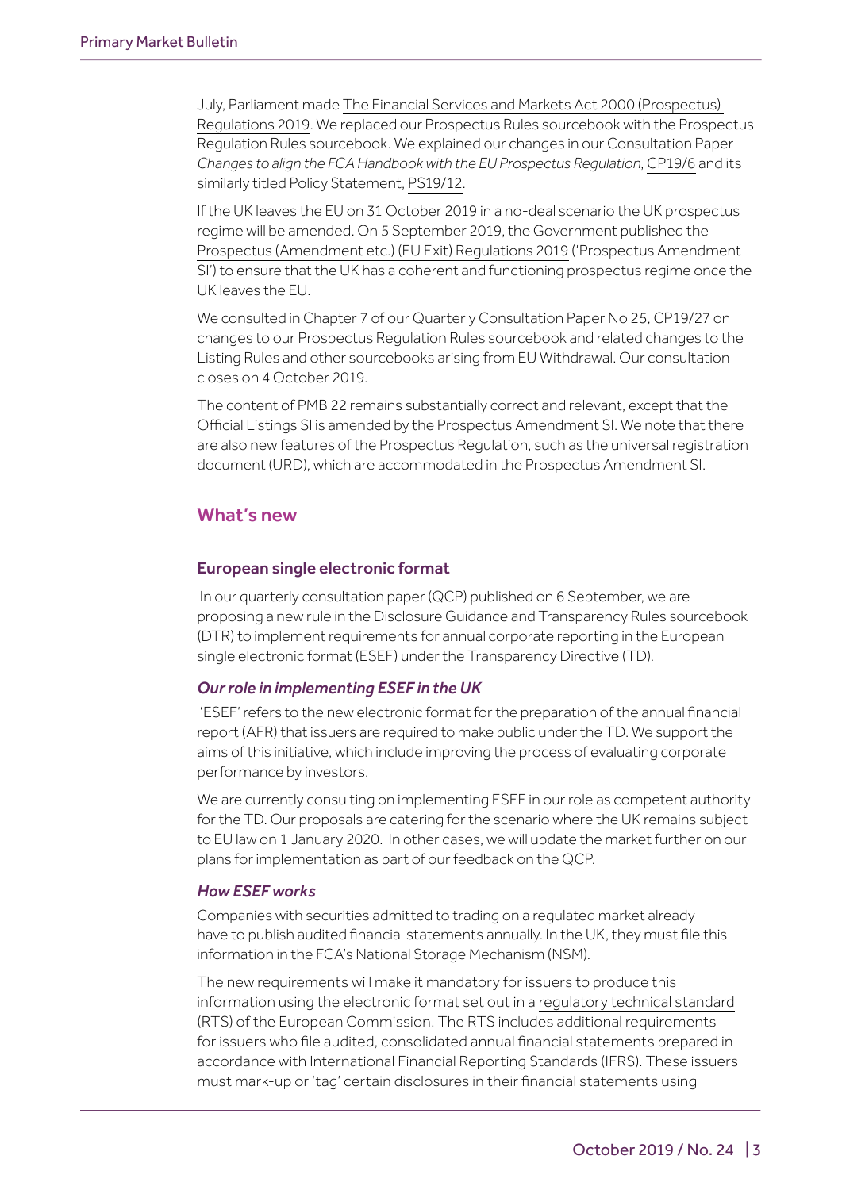July, Parliament made The Financial Services and Markets Act 2000 (Prospectus) Regulations 2019. We replaced our Prospectus Rules sourcebook with the Prospectus Regulation Rules sourcebook. We explained our changes in our Consultation Paper *Changes to align the FCA Handbook with the EU Prospectus Regulation*, CP19/6 and its similarly titled Policy Statement, PS19/12.

If the UK leaves the EU on 31 October 2019 in a no-deal scenario the UK prospectus regime will be amended. On 5 September 2019, the Government published the Prospectus (Amendment etc.) (EU Exit) Regulations 2019 ('Prospectus Amendment SI') to ensure that the UK has a coherent and functioning prospectus regime once the UK leaves the EU.

We consulted in Chapter 7 of our Quarterly Consultation Paper No 25, CP19/27 on changes to our Prospectus Regulation Rules sourcebook and related changes to the Listing Rules and other sourcebooks arising from EU Withdrawal. Our consultation closes on 4 October 2019.

The content of PMB 22 remains substantially correct and relevant, except that the Official Listings SI is amended by the Prospectus Amendment SI. We note that there are also new features of the Prospectus Regulation, such as the universal registration document (URD), which are accommodated in the Prospectus Amendment SI.

## What's new

### European single electronic format

In our quarterly consultation paper (QCP) published on 6 September, we are proposing a new rule in the Disclosure Guidance and Transparency Rules sourcebook (DTR) to implement requirements for annual corporate reporting in the European single electronic format (ESEF) under the Transparency Directive (TD).

#### *Our role in implementing ESEF in the UK*

'ESEF' refers to the new electronic format for the preparation of the annual financial report (AFR) that issuers are required to make public under the TD. We support the aims of this initiative, which include improving the process of evaluating corporate performance by investors.

We are currently consulting on implementing ESEF in our role as competent authority for the TD. Our proposals are catering for the scenario where the UK remains subject to EU law on 1 January 2020. In other cases, we will update the market further on our plans for implementation as part of our feedback on the QCP.

#### *How ESEF works*

Companies with securities admitted to trading on a regulated market already have to publish audited financial statements annually. In the UK, they must file this information in the FCA's National Storage Mechanism (NSM).

The new requirements will make it mandatory for issuers to produce this information using the electronic format set out in a regulatory technical standard (RTS) of the European Commission. The RTS includes additional requirements for issuers who file audited, consolidated annual financial statements prepared in accordance with International Financial Reporting Standards (IFRS). These issuers must mark-up or 'tag' certain disclosures in their financial statements using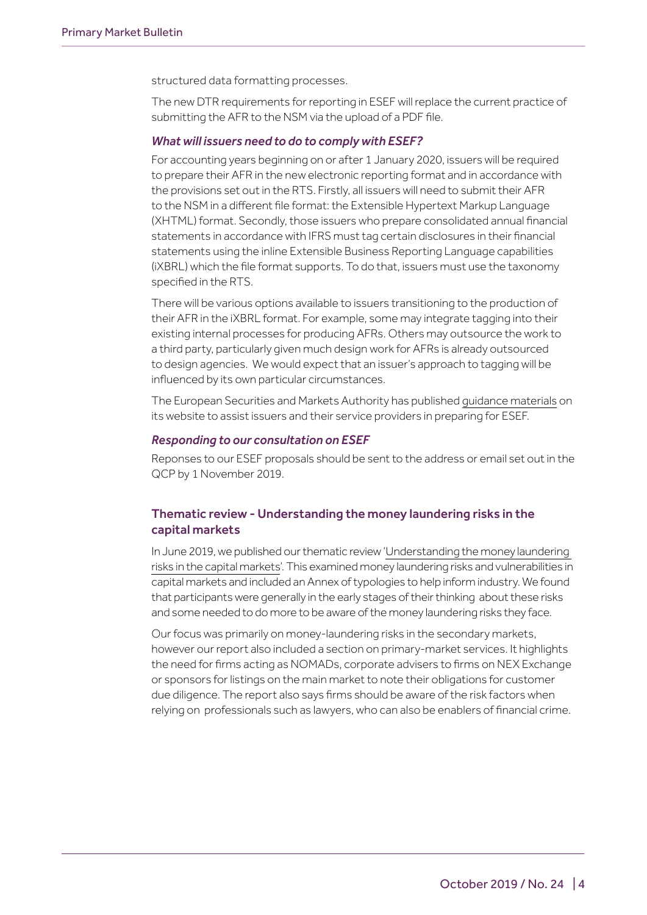structured data formatting processes.

The new DTR requirements for reporting in ESEF will replace the current practice of submitting the AFR to the NSM via the upload of a PDF file.

### *What will issuers need to do to comply with ESEF?*

For accounting years beginning on or after 1 January 2020, issuers will be required to prepare their AFR in the new electronic reporting format and in accordance with the provisions set out in the RTS. Firstly, all issuers will need to submit their AFR to the NSM in a different file format: the Extensible Hypertext Markup Language (XHTML) format. Secondly, those issuers who prepare consolidated annual financial statements in accordance with IFRS must tag certain disclosures in their financial statements using the inline Extensible Business Reporting Language capabilities (iXBRL) which the file format supports. To do that, issuers must use the taxonomy specified in the RTS.

There will be various options available to issuers transitioning to the production of their AFR in the iXBRL format. For example, some may integrate tagging into their existing internal processes for producing AFRs. Others may outsource the work to a third party, particularly given much design work for AFRs is already outsourced to design agencies. We would expect that an issuer's approach to tagging will be influenced by its own particular circumstances.

The European Securities and Markets Authority has published guidance materials on its website to assist issuers and their service providers in preparing for ESEF.

### *Responding to our consultation on ESEF*

Reponses to our ESEF proposals should be sent to the address or email set out in the QCP by 1 November 2019.

## Thematic review - Understanding the money laundering risks in the capital markets

In June 2019, we published our thematic review 'Understanding the money laundering risks in the capital markets'. This examined money laundering risks and vulnerabilities in capital markets and included an Annex of typologies to help inform industry. We found that participants were generally in the early stages of their thinking about these risks and some needed to do more to be aware of the money laundering risks they face.

Our focus was primarily on money-laundering risks in the secondary markets, however our report also included a section on primary-market services. It highlights the need for firms acting as NOMADs, corporate advisers to firms on NEX Exchange or sponsors for listings on the main market to note their obligations for customer due diligence. The report also says firms should be aware of the risk factors when relying on professionals such as lawyers, who can also be enablers of financial crime.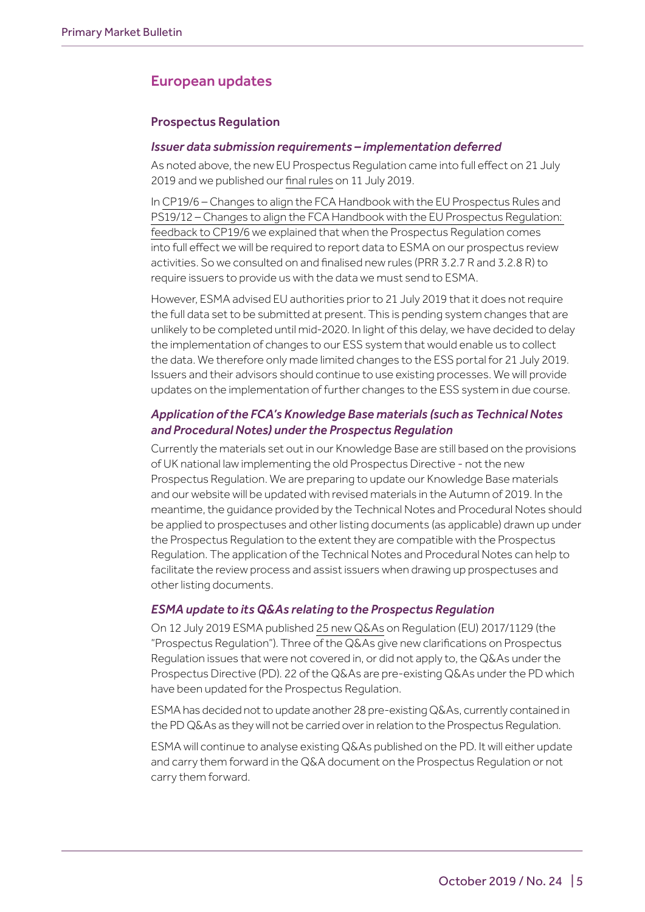## European updates

### Prospectus Regulation

#### *Issuer data submission requirements – implementation deferred*

As noted above, the new EU Prospectus Regulation came into full effect on 21 July 2019 and we published our final rules on 11 July 2019.

In CP19/6 – Changes to align the FCA Handbook with the EU Prospectus Rules and PS19/12 – Changes to align the FCA Handbook with the EU Prospectus Regulation: feedback to CP19/6 we explained that when the Prospectus Regulation comes into full effect we will be required to report data to ESMA on our prospectus review activities. So we consulted on and finalised new rules (PRR 3.2.7 R and 3.2.8 R) to require issuers to provide us with the data we must send to ESMA.

However, ESMA advised EU authorities prior to 21 July 2019 that it does not require the full data set to be submitted at present. This is pending system changes that are unlikely to be completed until mid-2020. In light of this delay, we have decided to delay the implementation of changes to our ESS system that would enable us to collect the data. We therefore only made limited changes to the ESS portal for 21 July 2019. Issuers and their advisors should continue to use existing processes. We will provide updates on the implementation of further changes to the ESS system in due course.

#### *Application of the FCA's Knowledge Base materials (such as Technical Notes and Procedural Notes) under the Prospectus Regulation*

Currently the materials set out in our Knowledge Base are still based on the provisions of UK national law implementing the old Prospectus Directive - not the new Prospectus Regulation. We are preparing to update our Knowledge Base materials and our website will be updated with revised materials in the Autumn of 2019. In the meantime, the guidance provided by the Technical Notes and Procedural Notes should be applied to prospectuses and other listing documents (as applicable) drawn up under the Prospectus Regulation to the extent they are compatible with the Prospectus Regulation. The application of the Technical Notes and Procedural Notes can help to facilitate the review process and assist issuers when drawing up prospectuses and other listing documents.

#### *ESMA update to its Q&As relating to the Prospectus Regulation*

On 12 July 2019 ESMA published 25 new Q&As on Regulation (EU) 2017/1129 (the "Prospectus Regulation"). Three of the Q&As give new clarifications on Prospectus Regulation issues that were not covered in, or did not apply to, the Q&As under the Prospectus Directive (PD). 22 of the Q&As are pre-existing Q&As under the PD which have been updated for the Prospectus Regulation.

ESMA has decided not to update another 28 pre-existing Q&As, currently contained in the PD Q&As as they will not be carried over in relation to the Prospectus Regulation.

ESMA will continue to analyse existing Q&As published on the PD. It will either update and carry them forward in the Q&A document on the Prospectus Regulation or not carry them forward.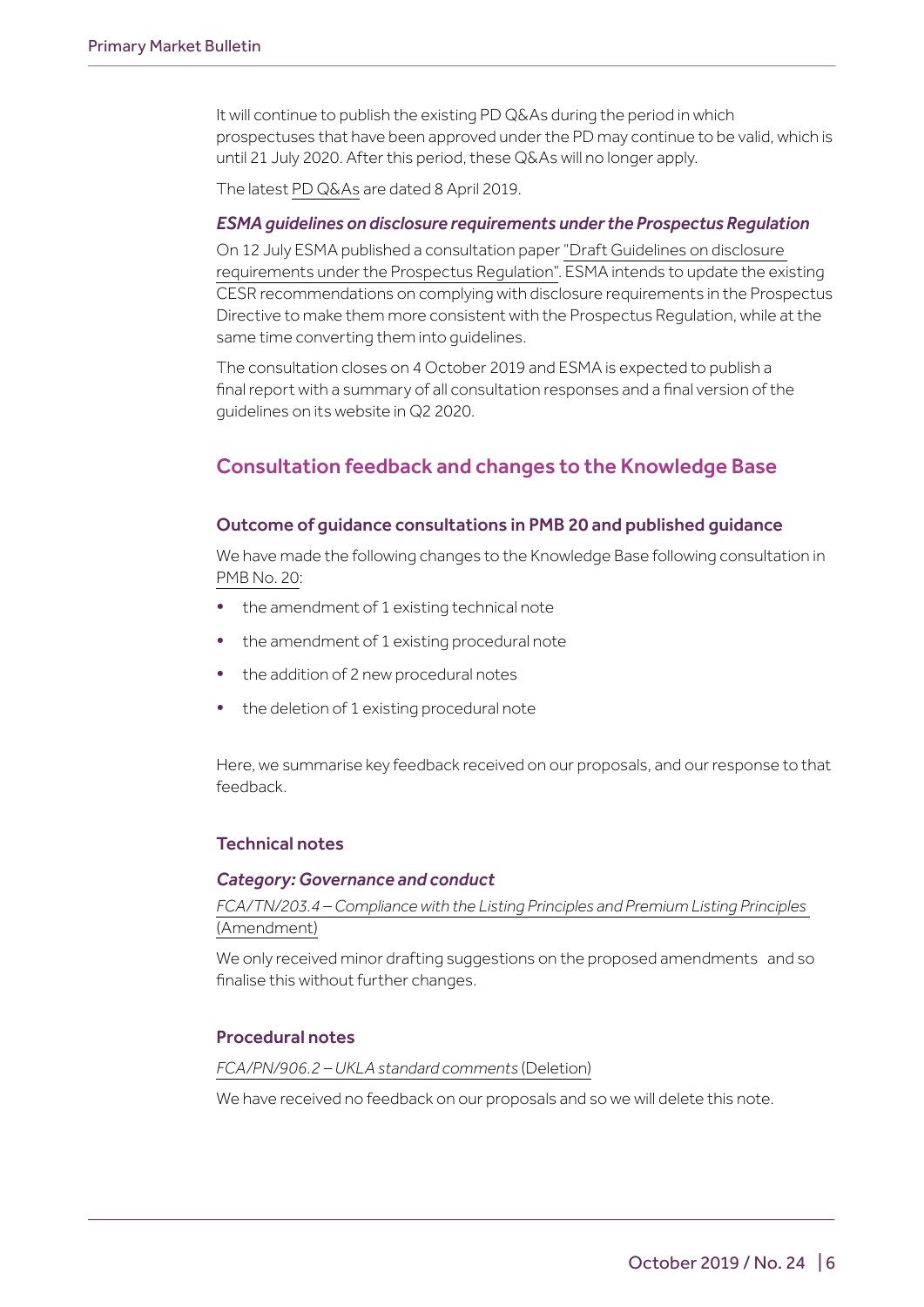It will continue to publish the existing PD Q&As during the period in which prospectuses that have been approved under the PD may continue to be valid, which is until 21 July 2020. After this period, these Q&As will no longer apply.

The latest PD Q&As are dated 8 April 2019.

***ESMA guidelines on disclosure requirements under the Prospectus Regulation***

On 12 July ESMA published a consultation paper "Draft Guidelines on disclosure requirements under the Prospectus Regulation". ESMA intends to update the existing CESR recommendations on complying with disclosure requirements in the Prospectus Directive to make them more consistent with the Prospectus Regulation, while at the same time converting them into guidelines.

The consultation closes on 4 October 2019 and ESMA is expected to publish a final report with a summary of all consultation responses and a final version of the guidelines on its website in Q2 2020.

## Consultation feedback and changes to the Knowledge Base

### Outcome of guidance consultations in PMB 20 and published guidance

We have made the following changes to the Knowledge Base following consultation in PMB No. 20:

- the amendment of 1 existing technical note
- the amendment of 1 existing procedural note
- the addition of 2 new procedural notes
- the deletion of 1 existing procedural note

Here, we summarise key feedback received on our proposals, and our response to that feedback.

### Technical notes

***Category: Governance and conduct***

*FCA/TN/203.4 – Compliance with the Listing Principles and Premium Listing Principles* (Amendment)

We only received minor drafting suggestions on the proposed amendments and so finalise this without further changes.

### Procedural notes

*FCA/PN/906.2 – UKLA standard comments* (Deletion)

We have received no feedback on our proposals and so we will delete this note.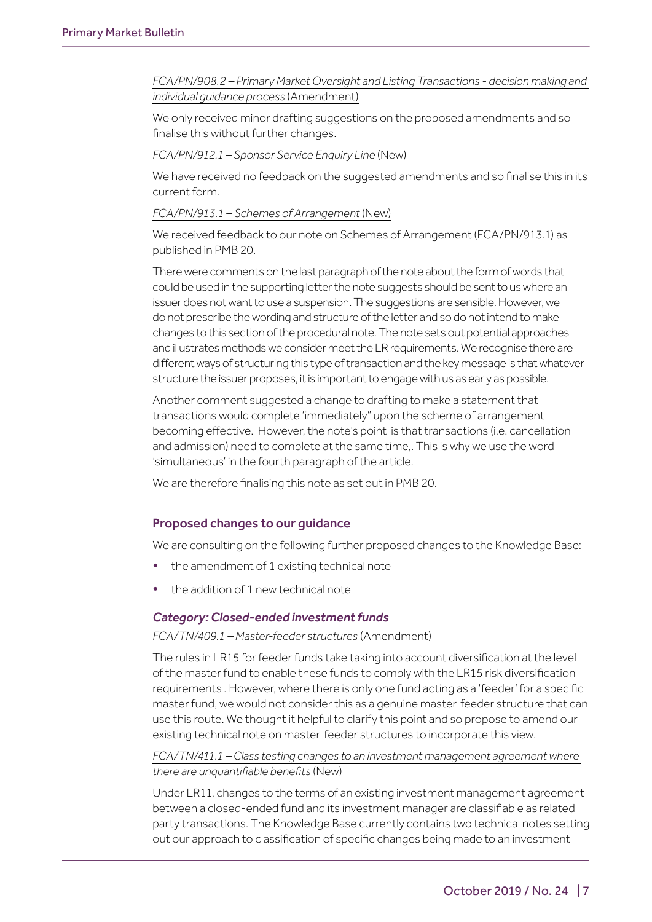*FCA/PN/908.2 – Primary Market Oversight and Listing Transactions - decision making and individual guidance process* (Amendment)

We only received minor drafting suggestions on the proposed amendments and so finalise this without further changes.

*FCA/PN/912.1 – Sponsor Service Enquiry Line* (New)

We have received no feedback on the suggested amendments and so finalise this in its current form.

*FCA/PN/913.1 – Schemes of Arrangement* (New)

We received feedback to our note on Schemes of Arrangement (FCA/PN/913.1) as published in PMB 20.

There were comments on the last paragraph of the note about the form of words that could be used in the supporting letter the note suggests should be sent to us where an issuer does not want to use a suspension. The suggestions are sensible. However, we do not prescribe the wording and structure of the letter and so do not intend to make changes to this section of the procedural note. The note sets out potential approaches and illustrates methods we consider meet the LR requirements. We recognise there are different ways of structuring this type of transaction and the key message is that whatever structure the issuer proposes, it is important to engage with us as early as possible.

Another comment suggested a change to drafting to make a statement that transactions would complete 'immediately" upon the scheme of arrangement becoming effective. However, the note's point is that transactions (i.e. cancellation and admission) need to complete at the same time,. This is why we use the word 'simultaneous' in the fourth paragraph of the article.

We are therefore finalising this note as set out in PMB 20.

## Proposed changes to our guidance

We are consulting on the following further proposed changes to the Knowledge Base:

- the amendment of 1 existing technical note
- the addition of 1 new technical note

### *Category: Closed-ended investment funds*

*FCA/TN/409.1 – Master-feeder structures* (Amendment)

The rules in LR15 for feeder funds take taking into account diversification at the level of the master fund to enable these funds to comply with the LR15 risk diversification requirements . However, where there is only one fund acting as a 'feeder' for a specific master fund, we would not consider this as a genuine master-feeder structure that can use this route. We thought it helpful to clarify this point and so propose to amend our existing technical note on master-feeder structures to incorporate this view.

*FCA/TN/411.1 – Class testing changes to an investment management agreement where there are unquantifiable benefits* (New)

Under LR11, changes to the terms of an existing investment management agreement between a closed-ended fund and its investment manager are classifiable as related party transactions. The Knowledge Base currently contains two technical notes setting out our approach to classification of specific changes being made to an investment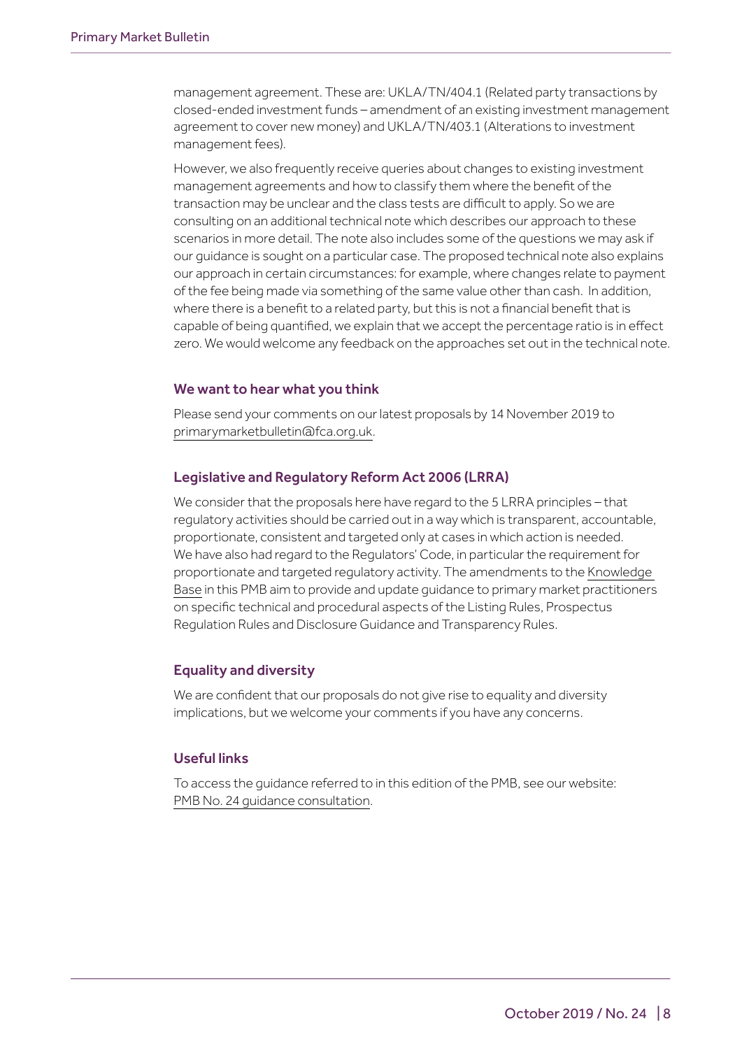management agreement. These are: UKLA/TN/404.1 (Related party transactions by closed-ended investment funds – amendment of an existing investment management agreement to cover new money) and UKLA/TN/403.1 (Alterations to investment management fees).

However, we also frequently receive queries about changes to existing investment management agreements and how to classify them where the benefit of the transaction may be unclear and the class tests are difficult to apply. So we are consulting on an additional technical note which describes our approach to these scenarios in more detail. The note also includes some of the questions we may ask if our guidance is sought on a particular case. The proposed technical note also explains our approach in certain circumstances: for example, where changes relate to payment of the fee being made via something of the same value other than cash. In addition, where there is a benefit to a related party, but this is not a financial benefit that is capable of being quantified, we explain that we accept the percentage ratio is in effect zero. We would welcome any feedback on the approaches set out in the technical note.

### We want to hear what you think

Please send your comments on our latest proposals by 14 November 2019 to primarymarketbulletin@fca.org.uk.

### Legislative and Regulatory Reform Act 2006 (LRRA)

We consider that the proposals here have regard to the 5 LRRA principles – that regulatory activities should be carried out in a way which is transparent, accountable, proportionate, consistent and targeted only at cases in which action is needed. We have also had regard to the Regulators' Code, in particular the requirement for proportionate and targeted regulatory activity. The amendments to the Knowledge Base in this PMB aim to provide and update guidance to primary market practitioners on specific technical and procedural aspects of the Listing Rules, Prospectus Regulation Rules and Disclosure Guidance and Transparency Rules.

### Equality and diversity

We are confident that our proposals do not give rise to equality and diversity implications, but we welcome your comments if you have any concerns.

### Useful links

To access the guidance referred to in this edition of the PMB, see our website: PMB No. 24 guidance consultation.